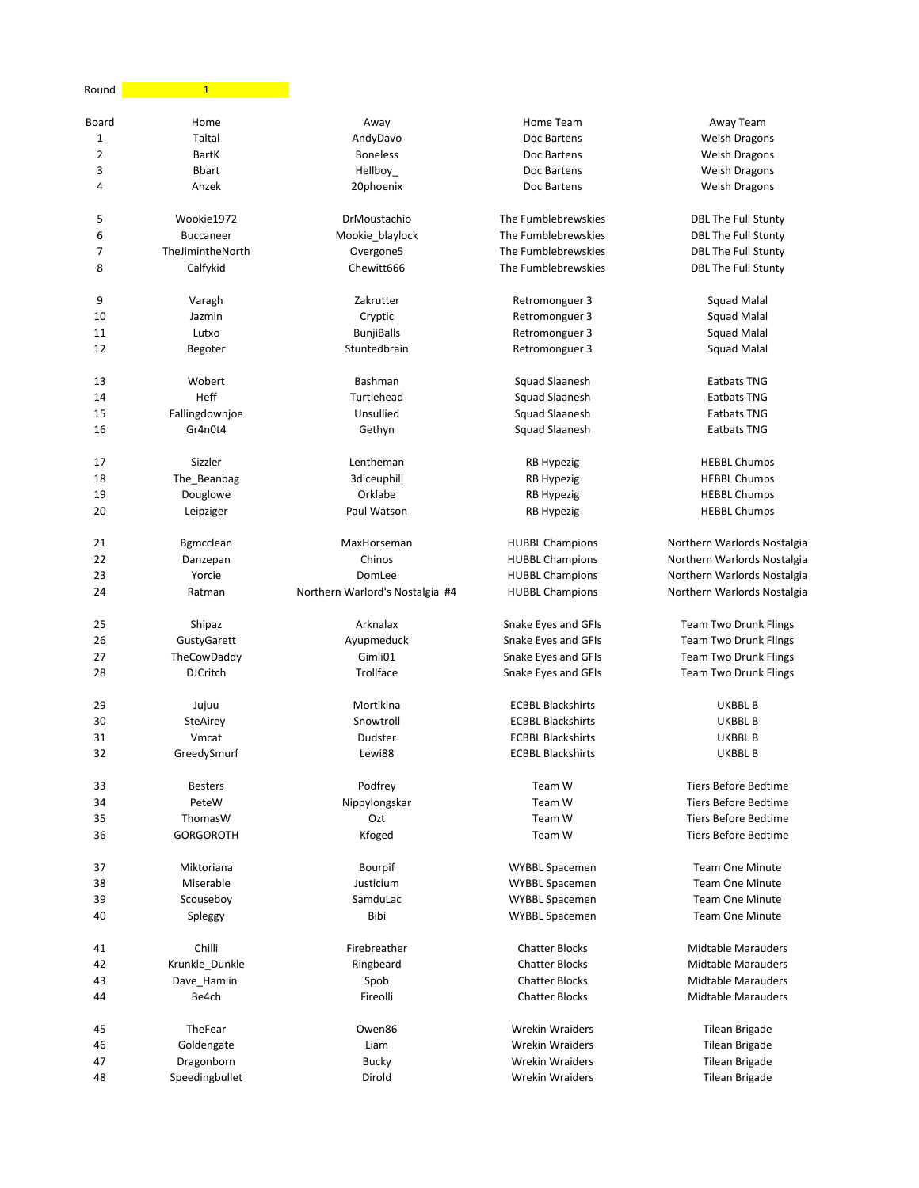Round: 1

| Board | Home | Away | Home Team | Away Team |
|---|---|---|---|---|
| 1 | Taltal | AndyDavo | Doc Bartens | Welsh Dragons |
| 2 | BartK | Boneless | Doc Bartens | Welsh Dragons |
| 3 | Bbart | Hellboy_ | Doc Bartens | Welsh Dragons |
| 4 | Ahzek | 20phoenix | Doc Bartens | Welsh Dragons |
| | | | | |
| 5 | Wookie1972 | DrMoustachio | The Fumblebrewskies | DBL The Full Stunty |
| 6 | Buccaneer | Mookie_blaylock | The Fumblebrewskies | DBL The Full Stunty |
| 7 | TheJimintheNorth | Overgone5 | The Fumblebrewskies | DBL The Full Stunty |
| 8 | Calfykid | Chewitt666 | The Fumblebrewskies | DBL The Full Stunty |
| | | | | |
| 9 | Varagh | Zakrutter | Retromonguer 3 | Squad Malal |
| 10 | Jazmin | Cryptic | Retromonguer 3 | Squad Malal |
| 11 | Lutxo | BunjiBalls | Retromonguer 3 | Squad Malal |
| 12 | Begoter | Stuntedbrain | Retromonguer 3 | Squad Malal |
| | | | | |
| 13 | Wobert | Bashman | Squad Slaanesh | Eatbats TNG |
| 14 | Heff | Turtlehead | Squad Slaanesh | Eatbats TNG |
| 15 | Fallingdownjoe | Unsullied | Squad Slaanesh | Eatbats TNG |
| 16 | Gr4n0t4 | Gethyn | Squad Slaanesh | Eatbats TNG |
| | | | | |
| 17 | Sizzler | Lentheman | RB Hypezig | HEBBL Chumps |
| 18 | The_Beanbag | 3diceuphill | RB Hypezig | HEBBL Chumps |
| 19 | Douglowe | Orklabe | RB Hypezig | HEBBL Chumps |
| 20 | Leipziger | Paul Watson | RB Hypezig | HEBBL Chumps |
| | | | | |
| 21 | Bgmcclean | MaxHorseman | HUBBL Champions | Northern Warlords Nostalgia |
| 22 | Danzepan | Chinos | HUBBL Champions | Northern Warlords Nostalgia |
| 23 | Yorcie | DomLee | HUBBL Champions | Northern Warlords Nostalgia |
| 24 | Ratman | Northern Warlord's Nostalgia #4 | HUBBL Champions | Northern Warlords Nostalgia |
| | | | | |
| 25 | Shipaz | Arknalax | Snake Eyes and GFIs | Team Two Drunk Flings |
| 26 | GustyGarett | Ayupmeduck | Snake Eyes and GFIs | Team Two Drunk Flings |
| 27 | TheCowDaddy | Gimli01 | Snake Eyes and GFIs | Team Two Drunk Flings |
| 28 | DJCritch | Trollface | Snake Eyes and GFIs | Team Two Drunk Flings |
| | | | | |
| 29 | Jujuu | Mortikina | ECBBL Blackshirts | UKBBL B |
| 30 | SteAirey | Snowtroll | ECBBL Blackshirts | UKBBL B |
| 31 | Vmcat | Dudster | ECBBL Blackshirts | UKBBL B |
| 32 | GreedySmurf | Lewi88 | ECBBL Blackshirts | UKBBL B |
| | | | | |
| 33 | Besters | Podfrey | Team W | Tiers Before Bedtime |
| 34 | PeteW | Nippylongskar | Team W | Tiers Before Bedtime |
| 35 | ThomasW | Ozt | Team W | Tiers Before Bedtime |
| 36 | GORGOROTH | Kfoged | Team W | Tiers Before Bedtime |
| | | | | |
| 37 | Miktoriana | Bourpif | WYBBL Spacemen | Team One Minute |
| 38 | Miserable | Justicium | WYBBL Spacemen | Team One Minute |
| 39 | Scouseboy | SamduLac | WYBBL Spacemen | Team One Minute |
| 40 | Spleggy | Bibi | WYBBL Spacemen | Team One Minute |
| | | | | |
| 41 | Chilli | Firebreather | Chatter Blocks | Midtable Marauders |
| 42 | Krunkle_Dunkle | Ringbeard | Chatter Blocks | Midtable Marauders |
| 43 | Dave_Hamlin | Spob | Chatter Blocks | Midtable Marauders |
| 44 | Be4ch | Fireolli | Chatter Blocks | Midtable Marauders |
| | | | | |
| 45 | TheFear | Owen86 | Wrekin Wraiders | Tilean Brigade |
| 46 | Goldengate | Liam | Wrekin Wraiders | Tilean Brigade |
| 47 | Dragonborn | Bucky | Wrekin Wraiders | Tilean Brigade |
| 48 | Speedingbullet | Dirold | Wrekin Wraiders | Tilean Brigade |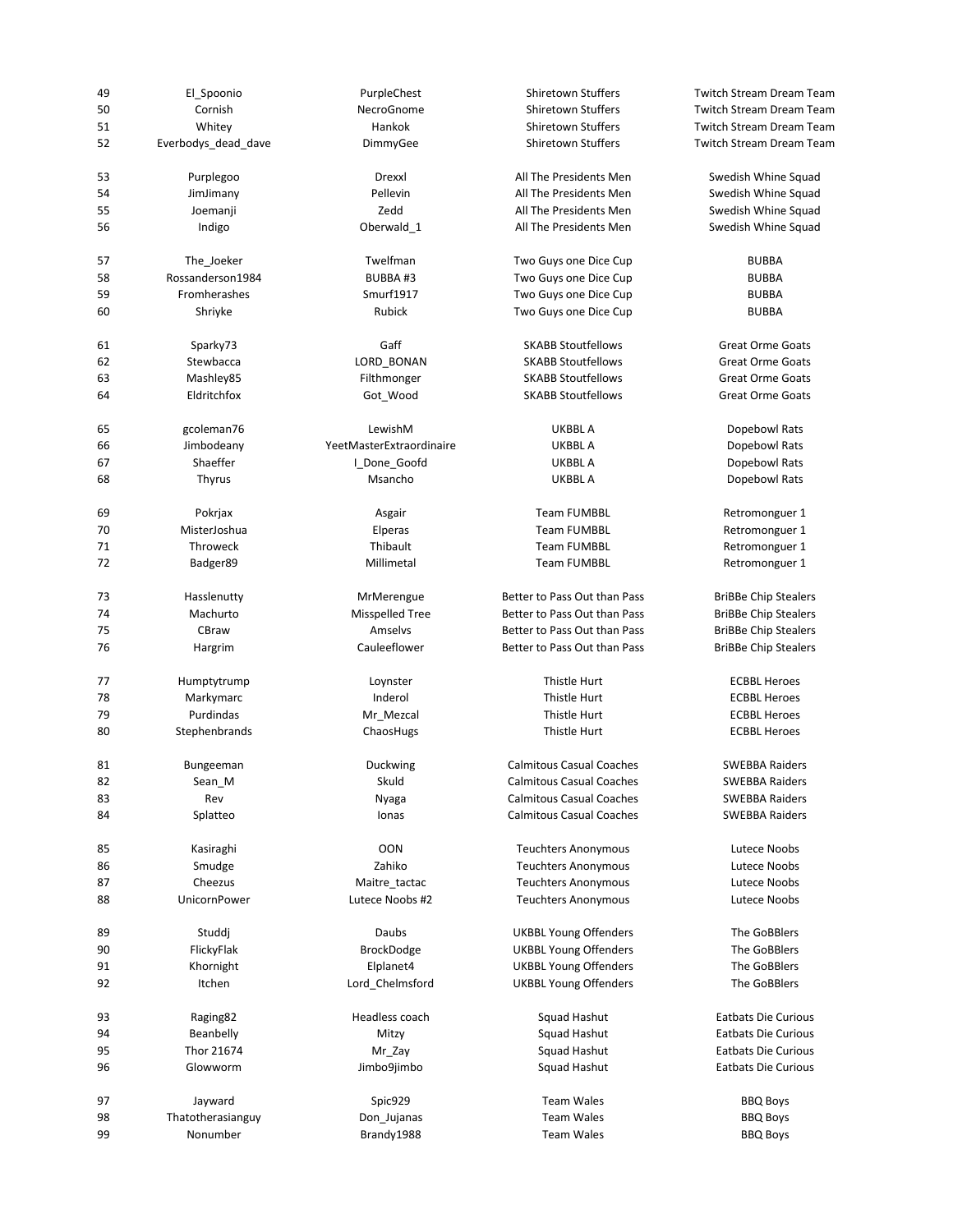| | | | | |
|---|---|---|---|---|
| 49 | El_Spoonio | PurpleChest | Shiretown Stuffers | Twitch Stream Dream Team |
| 50 | Cornish | NecroGnome | Shiretown Stuffers | Twitch Stream Dream Team |
| 51 | Whitey | Hankok | Shiretown Stuffers | Twitch Stream Dream Team |
| 52 | Everbodys_dead_dave | DimmyGee | Shiretown Stuffers | Twitch Stream Dream Team |
| 53 | Purplegoo | Drexxl | All The Presidents Men | Swedish Whine Squad |
| 54 | JimJimany | Pellevin | All The Presidents Men | Swedish Whine Squad |
| 55 | Joemanji | Zedd | All The Presidents Men | Swedish Whine Squad |
| 56 | Indigo | Oberwald_1 | All The Presidents Men | Swedish Whine Squad |
| 57 | The_Joeker | Twelfman | Two Guys one Dice Cup | BUBBA |
| 58 | Rossanderson1984 | BUBBA #3 | Two Guys one Dice Cup | BUBBA |
| 59 | Fromherashes | Smurf1917 | Two Guys one Dice Cup | BUBBA |
| 60 | Shriyke | Rubick | Two Guys one Dice Cup | BUBBA |
| 61 | Sparky73 | Gaff | SKABB Stoutfellows | Great Orme Goats |
| 62 | Stewbacca | LORD_BONAN | SKABB Stoutfellows | Great Orme Goats |
| 63 | Mashley85 | Filthmonger | SKABB Stoutfellows | Great Orme Goats |
| 64 | Eldritchfox | Got_Wood | SKABB Stoutfellows | Great Orme Goats |
| 65 | gcoleman76 | LewishM | UKBBL A | Dopebowl Rats |
| 66 | Jimbodeany | YeetMasterExtraordinaire | UKBBL A | Dopebowl Rats |
| 67 | Shaeffer | I_Done_Goofd | UKBBL A | Dopebowl Rats |
| 68 | Thyrus | Msancho | UKBBL A | Dopebowl Rats |
| 69 | Pokrjax | Asgair | Team FUMBBL | Retromonguer 1 |
| 70 | MisterJoshua | Elperas | Team FUMBBL | Retromonguer 1 |
| 71 | Throweck | Thibault | Team FUMBBL | Retromonguer 1 |
| 72 | Badger89 | Millimetal | Team FUMBBL | Retromonguer 1 |
| 73 | Hasslenutty | MrMerengue | Better to Pass Out than Pass | BriBBe Chip Stealers |
| 74 | Machurto | Misspelled Tree | Better to Pass Out than Pass | BriBBe Chip Stealers |
| 75 | CBraw | Amselvs | Better to Pass Out than Pass | BriBBe Chip Stealers |
| 76 | Hargrim | Cauleeflower | Better to Pass Out than Pass | BriBBe Chip Stealers |
| 77 | Humptytrump | Loynster | Thistle Hurt | ECBBL Heroes |
| 78 | Markymarc | Inderol | Thistle Hurt | ECBBL Heroes |
| 79 | Purdindas | Mr_Mezcal | Thistle Hurt | ECBBL Heroes |
| 80 | Stephenbrands | ChaosHugs | Thistle Hurt | ECBBL Heroes |
| 81 | Bungeeman | Duckwing | Calmitous Casual Coaches | SWEBBA Raiders |
| 82 | Sean_M | Skuld | Calmitous Casual Coaches | SWEBBA Raiders |
| 83 | Rev | Nyaga | Calmitous Casual Coaches | SWEBBA Raiders |
| 84 | Splatteo | Ionas | Calmitous Casual Coaches | SWEBBA Raiders |
| 85 | Kasiraghi | OON | Teuchters Anonymous | Lutece Noobs |
| 86 | Smudge | Zahiko | Teuchters Anonymous | Lutece Noobs |
| 87 | Cheezus | Maitre_tactac | Teuchters Anonymous | Lutece Noobs |
| 88 | UnicornPower | Lutece Noobs #2 | Teuchters Anonymous | Lutece Noobs |
| 89 | Studdj | Daubs | UKBBL Young Offenders | The GoBBlers |
| 90 | FlickyFlak | BrockDodge | UKBBL Young Offenders | The GoBBlers |
| 91 | Khornight | Elplanet4 | UKBBL Young Offenders | The GoBBlers |
| 92 | Itchen | Lord_Chelmsford | UKBBL Young Offenders | The GoBBlers |
| 93 | Raging82 | Headless coach | Squad Hashut | Eatbats Die Curious |
| 94 | Beanbelly | Mitzy | Squad Hashut | Eatbats Die Curious |
| 95 | Thor 21674 | Mr_Zay | Squad Hashut | Eatbats Die Curious |
| 96 | Glowworm | Jimbo9jimbo | Squad Hashut | Eatbats Die Curious |
| 97 | Jayward | Spic929 | Team Wales | BBQ Boys |
| 98 | Thatotherasianguy | Don_Jujanas | Team Wales | BBQ Boys |
| 99 | Nonumber | Brandy1988 | Team Wales | BBQ Boys |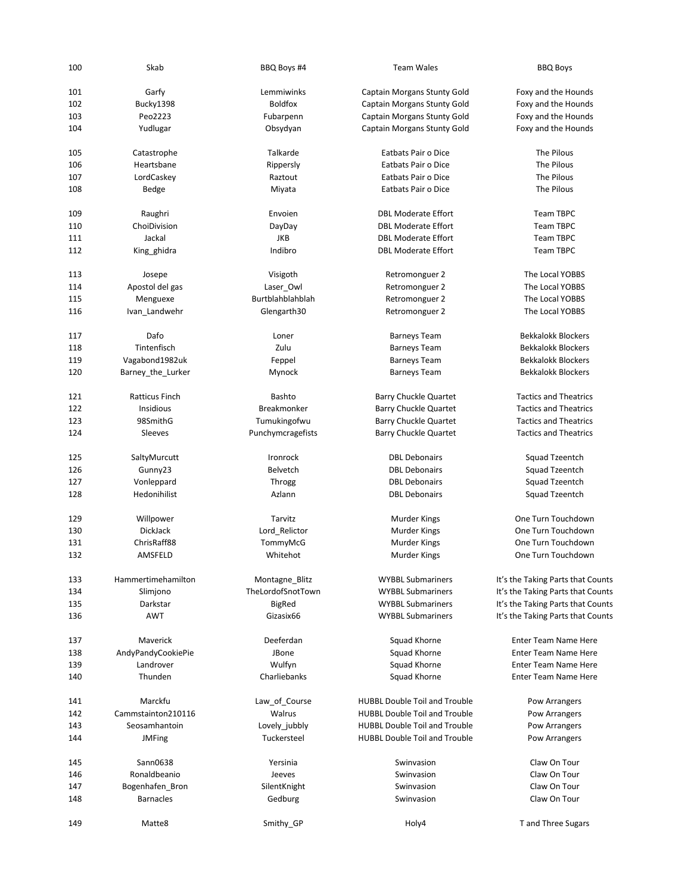| | | | | |
|---|---|---|---|---|
| 100 | Skab | BBQ Boys #4 | Team Wales | BBQ Boys |
| 101 | Garfy | Lemmiwinks | Captain Morgans Stunty Gold | Foxy and the Hounds |
| 102 | Bucky1398 | Boldfox | Captain Morgans Stunty Gold | Foxy and the Hounds |
| 103 | Peo2223 | Fubarpenn | Captain Morgans Stunty Gold | Foxy and the Hounds |
| 104 | Yudlugar | Obsydyan | Captain Morgans Stunty Gold | Foxy and the Hounds |
| 105 | Catastrophe | Talkarde | Eatbats Pair o Dice | The Pilous |
| 106 | Heartsbane | Rippersly | Eatbats Pair o Dice | The Pilous |
| 107 | LordCaskey | Raztout | Eatbats Pair o Dice | The Pilous |
| 108 | Bedge | Miyata | Eatbats Pair o Dice | The Pilous |
| 109 | Raughri | Envoien | DBL Moderate Effort | Team TBPC |
| 110 | ChoiDivision | DayDay | DBL Moderate Effort | Team TBPC |
| 111 | Jackal | JKB | DBL Moderate Effort | Team TBPC |
| 112 | King_ghidra | Indibro | DBL Moderate Effort | Team TBPC |
| 113 | Josepe | Visigoth | Retromonguer 2 | The Local YOBBS |
| 114 | Apostol del gas | Laser_Owl | Retromonguer 2 | The Local YOBBS |
| 115 | Menguexe | Burtblahblahblah | Retromonguer 2 | The Local YOBBS |
| 116 | Ivan_Landwehr | Glengarth30 | Retromonguer 2 | The Local YOBBS |
| 117 | Dafo | Loner | Barneys Team | Bekkalokk Blockers |
| 118 | Tintenfisch | Zulu | Barneys Team | Bekkalokk Blockers |
| 119 | Vagabond1982uk | Feppel | Barneys Team | Bekkalokk Blockers |
| 120 | Barney_the_Lurker | Mynock | Barneys Team | Bekkalokk Blockers |
| 121 | Ratticus Finch | Bashto | Barry Chuckle Quartet | Tactics and Theatrics |
| 122 | Insidious | Breakmonker | Barry Chuckle Quartet | Tactics and Theatrics |
| 123 | 98SmithG | Tumukingofwu | Barry Chuckle Quartet | Tactics and Theatrics |
| 124 | Sleeves | Punchymcragefists | Barry Chuckle Quartet | Tactics and Theatrics |
| 125 | SaltyMurcutt | Ironrock | DBL Debonairs | Squad Tzeentch |
| 126 | Gunny23 | Belvetch | DBL Debonairs | Squad Tzeentch |
| 127 | Vonleppard | Throgg | DBL Debonairs | Squad Tzeentch |
| 128 | Hedonihilist | Azlann | DBL Debonairs | Squad Tzeentch |
| 129 | Willpower | Tarvitz | Murder Kings | One Turn Touchdown |
| 130 | DickJack | Lord_Relictor | Murder Kings | One Turn Touchdown |
| 131 | ChrisRaff88 | TommyMcG | Murder Kings | One Turn Touchdown |
| 132 | AMSFELD | Whitehot | Murder Kings | One Turn Touchdown |
| 133 | Hammertimehamilton | Montagne_Blitz | WYBBL Submariners | It's the Taking Parts that Counts |
| 134 | Slimjono | TheLordofSnotTown | WYBBL Submariners | It's the Taking Parts that Counts |
| 135 | Darkstar | BigRed | WYBBL Submariners | It's the Taking Parts that Counts |
| 136 | AWT | Gizasix66 | WYBBL Submariners | It's the Taking Parts that Counts |
| 137 | Maverick | Deeferdan | Squad Khorne | Enter Team Name Here |
| 138 | AndyPandyCookiePie | JBone | Squad Khorne | Enter Team Name Here |
| 139 | Landrover | Wulfyn | Squad Khorne | Enter Team Name Here |
| 140 | Thunden | Charliebanks | Squad Khorne | Enter Team Name Here |
| 141 | Marckfu | Law_of_Course | HUBBL Double Toil and Trouble | Pow Arrangers |
| 142 | Cammstainton210116 | Walrus | HUBBL Double Toil and Trouble | Pow Arrangers |
| 143 | Seosamhantoin | Lovely_jubbly | HUBBL Double Toil and Trouble | Pow Arrangers |
| 144 | JMFing | Tuckersteel | HUBBL Double Toil and Trouble | Pow Arrangers |
| 145 | Sann0638 | Yersinia | Swinvasion | Claw On Tour |
| 146 | Ronaldbeanio | Jeeves | Swinvasion | Claw On Tour |
| 147 | Bogenhafen_Bron | SilentKnight | Swinvasion | Claw On Tour |
| 148 | Barnacles | Gedburg | Swinvasion | Claw On Tour |
| 149 | Matte8 | Smithy_GP | Holy4 | T and Three Sugars |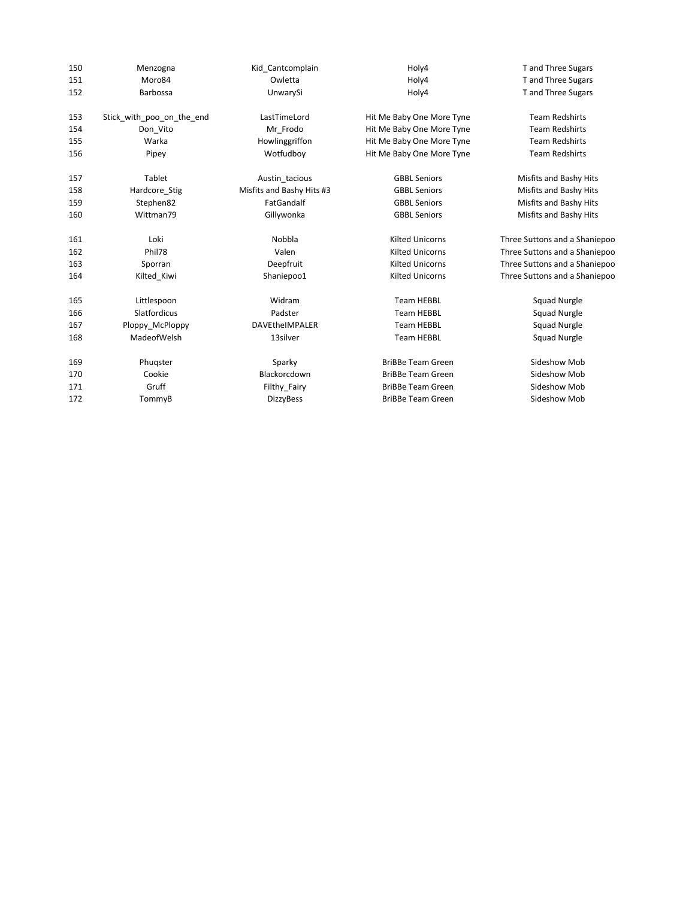| | | | | |
|---|---|---|---|---|
| 150 | Menzogna | Kid_Cantcomplain | Holy4 | T and Three Sugars |
| 151 | Moro84 | Owletta | Holy4 | T and Three Sugars |
| 152 | Barbossa | UnwarySi | Holy4 | T and Three Sugars |
| 153 | Stick_with_poo_on_the_end | LastTimeLord | Hit Me Baby One More Tyne | Team Redshirts |
| 154 | Don_Vito | Mr_Frodo | Hit Me Baby One More Tyne | Team Redshirts |
| 155 | Warka | Howlinggriffon | Hit Me Baby One More Tyne | Team Redshirts |
| 156 | Pipey | Wotfudboy | Hit Me Baby One More Tyne | Team Redshirts |
| 157 | Tablet | Austin_tacious | GBBL Seniors | Misfits and Bashy Hits |
| 158 | Hardcore_Stig | Misfits and Bashy Hits #3 | GBBL Seniors | Misfits and Bashy Hits |
| 159 | Stephen82 | FatGandalf | GBBL Seniors | Misfits and Bashy Hits |
| 160 | Wittman79 | Gillywonka | GBBL Seniors | Misfits and Bashy Hits |
| 161 | Loki | Nobbla | Kilted Unicorns | Three Suttons and a Shaniepoo |
| 162 | Phil78 | Valen | Kilted Unicorns | Three Suttons and a Shaniepoo |
| 163 | Sporran | Deepfruit | Kilted Unicorns | Three Suttons and a Shaniepoo |
| 164 | Kilted_Kiwi | Shaniepoo1 | Kilted Unicorns | Three Suttons and a Shaniepoo |
| 165 | Littlespoon | Widram | Team HEBBL | Squad Nurgle |
| 166 | Slatfordicus | Padster | Team HEBBL | Squad Nurgle |
| 167 | Ploppy_McPloppy | DAVEtheIMPALER | Team HEBBL | Squad Nurgle |
| 168 | MadeofWelsh | 13silver | Team HEBBL | Squad Nurgle |
| 169 | Phuqster | Sparky | BriBBe Team Green | Sideshow Mob |
| 170 | Cookie | Blackorcdown | BriBBe Team Green | Sideshow Mob |
| 171 | Gruff | Filthy_Fairy | BriBBe Team Green | Sideshow Mob |
| 172 | TommyB | DizzyBess | BriBBe Team Green | Sideshow Mob |